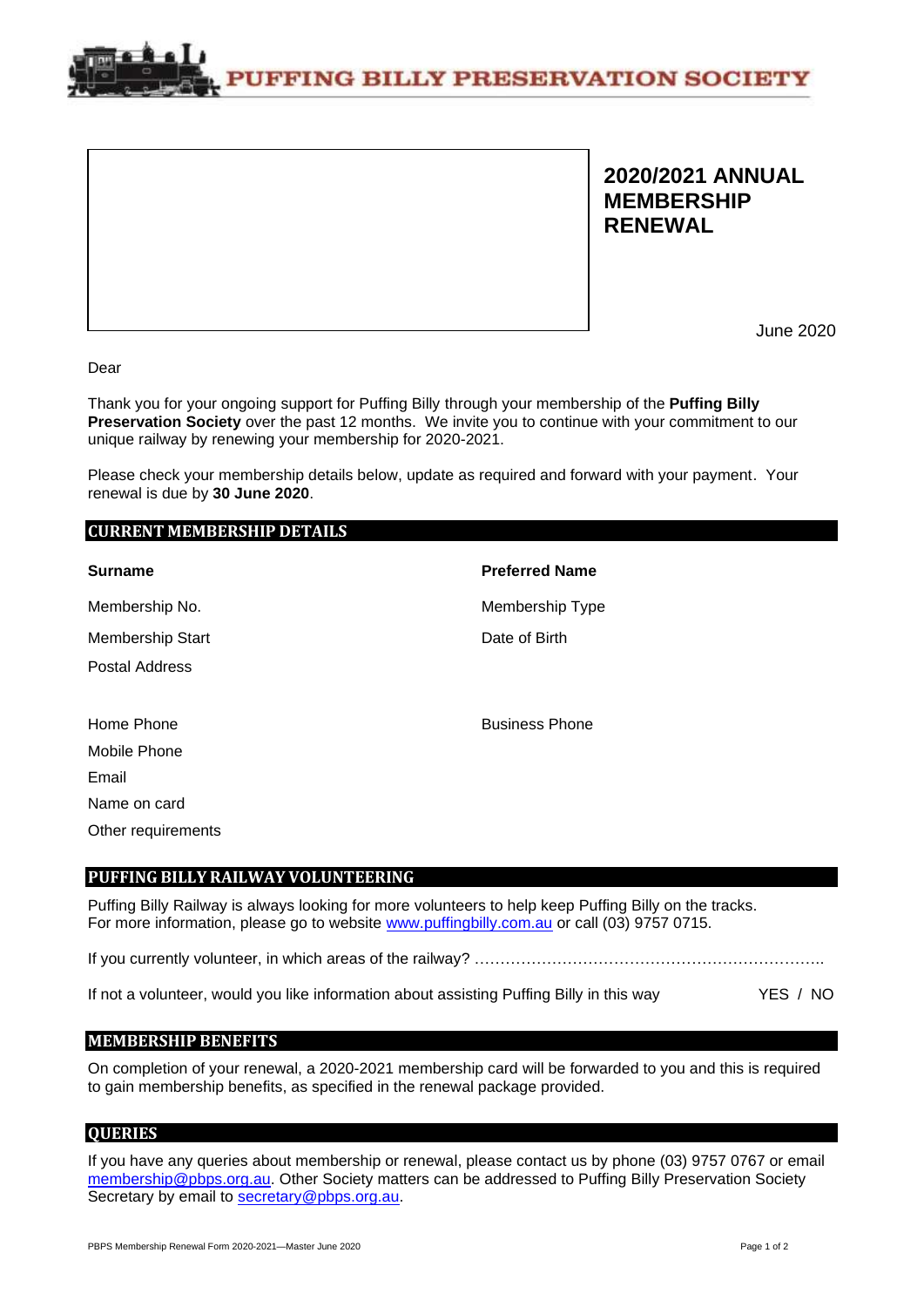# PUFFING BILLY PRESERVATION SOCIETY

## 2020/2021 ANNUAL MEMBERSHIP RENEWAL

June 2020

Dear

Thank you for your ongoing support for Puffing Billy through your membership of the **Puffing Billy Preservation Society** over the past 12 months. We invite you to continue with your commitment to our unique railway by renewing your membership for 2020-2021.

Please check your membership details below, update as required and forward with your payment. Your renewal is due by **30 June 2020**.

## CURRENT MEMBERSHIP DETAILS

**Surname**

**Preferred Name**

Membership No.

Membership Type

Membership Start

Date of Birth

Postal Address

Home Phone

Business Phone

Mobile Phone

Email

Name on card

Other requirements

## PUFFING BILLY RAILWAY VOLUNTEERING

Puffing Billy Railway is always looking for more volunteers to help keep Puffing Billy on the tracks. For more information, please go to website www.puffingbilly.com.au or call (03) 9757 0715.

If you currently volunteer, in which areas of the railway? ………………………………………………………….

If not a volunteer, would you like information about assisting Puffing Billy in this way YES / NO

## MEMBERSHIP BENEFITS

On completion of your renewal, a 2020-2021 membership card will be forwarded to you and this is required to gain membership benefits, as specified in the renewal package provided.

## QUERIES

If you have any queries about membership or renewal, please contact us by phone (03) 9757 0767 or email membership@pbps.org.au. Other Society matters can be addressed to Puffing Billy Preservation Society Secretary by email to secretary@pbps.org.au.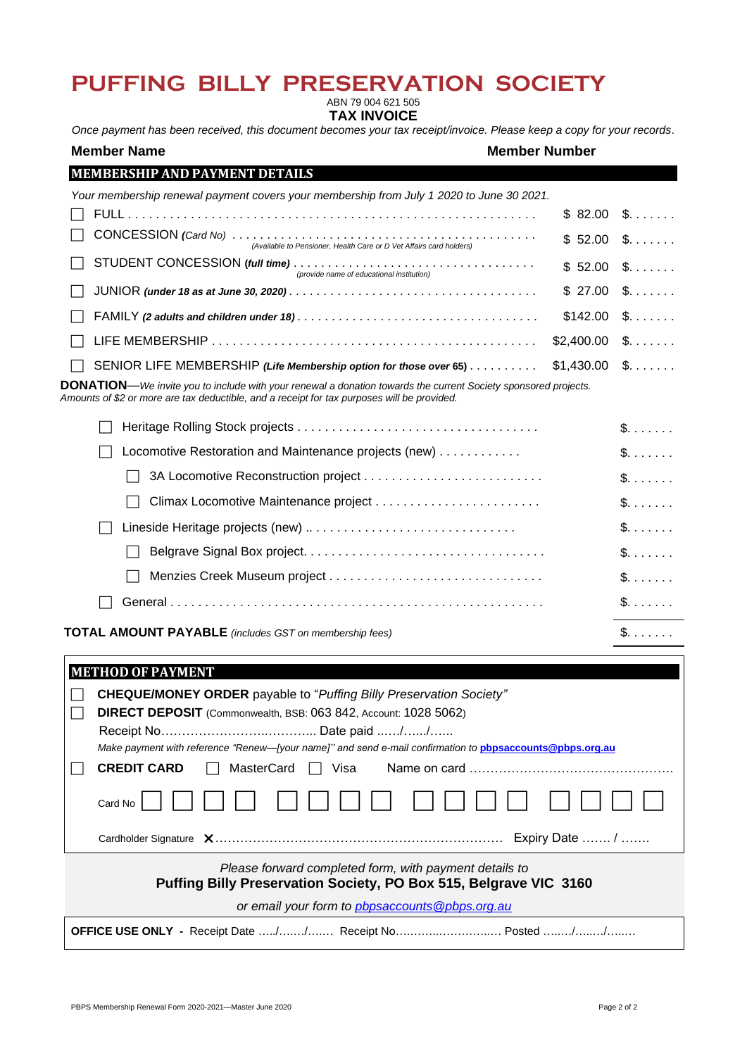# PUFFING BILLY PRESERVATION SOCIETY

ABN 79 004 621 505

**TAX INVOICE**

*Once payment has been received, this document becomes your tax receipt/invoice. Please keep a copy for your records.*

**Member Name** **Member Number**

## MEMBERSHIP AND PAYMENT DETAILS

*Your membership renewal payment covers your membership from July 1 2020 to June 30 2021.*

| | | | |
|---|---|---|---|
| ☐ | FULL | $ 82.00 | $....... |
| ☐ | CONCESSION *(Card No)* *(Available to Pensioner, Health Care or D Vet Affairs card holders)* | $ 52.00 | $....... |
| ☐ | STUDENT CONCESSION ***(full time)*** *(provide name of educational institution)* | $ 52.00 | $....... |
| ☐ | JUNIOR ***(under 18 as at June 30, 2020)*** | $ 27.00 | $....... |
| ☐ | FAMILY ***(2 adults and children under 18)*** | $142.00 | $....... |
| ☐ | LIFE MEMBERSHIP | $2,400.00 | $....... |
| ☐ | SENIOR LIFE MEMBERSHIP ***(Life Membership option for those over 65)*** | $1,430.00 | $....... |

**DONATION**—*We invite you to include with your renewal a donation towards the current Society sponsored projects. Amounts of $2 or more are tax deductible, and a receipt for tax purposes will be provided.*

| | |
|---|---|
| ☐ Heritage Rolling Stock projects | $....... |
| ☐ Locomotive Restoration and Maintenance projects (new) | $....... |
| ☐ 3A Locomotive Reconstruction project | $....... |
| ☐ Climax Locomotive Maintenance project | $....... |
| ☐ Lineside Heritage projects (new) | $....... |
| ☐ Belgrave Signal Box project | $....... |
| ☐ Menzies Creek Museum project | $....... |
| ☐ General | $....... |
| **TOTAL AMOUNT PAYABLE** *(includes GST on membership fees)* | $....... |

## METHOD OF PAYMENT

☐ **CHEQUE/MONEY ORDER** payable to "*Puffing Billy Preservation Society"*

☐ **DIRECT DEPOSIT** (Commonwealth, BSB: 063 842, Account: 1028 5062)

Receipt No……………………..……….. Date paid ……/…..../…...

*Make payment with reference "Renew—[your name]" and send e-mail confirmation to* **pbpsaccounts@pbps.org.au**

☐ **CREDIT CARD** ☐ MasterCard ☐ Visa Name on card …………………………………………

Card No ☐☐☐☐ ☐☐☐☐ ☐☐☐☐ ☐☐☐☐

Cardholder Signature ✕…………………………………………………………… Expiry Date ……. / …….

*Please forward completed form, with payment details to*

**Puffing Billy Preservation Society, PO Box 515, Belgrave VIC 3160**

*or email your form to pbpsaccounts@pbps.org.au*

**OFFICE USE ONLY -** Receipt Date …../……./……. Receipt No……………………… Posted ……./……./…….